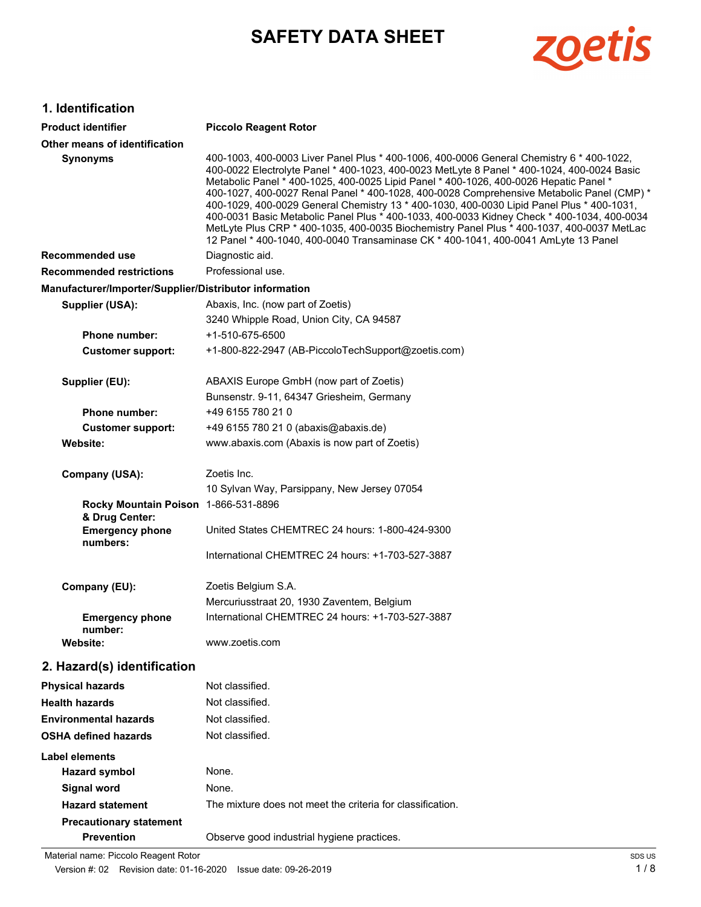# SAFETY DATA SHEET

zoetis

## 1. Identification

**Product identifier** **Piccolo Reagent Rotor**

**Other means of identification**

**Synonyms** 400-1003, 400-0003 Liver Panel Plus * 400-1006, 400-0006 General Chemistry 6 * 400-1022, 400-0022 Electrolyte Panel * 400-1023, 400-0023 MetLyte 8 Panel * 400-1024, 400-0024 Basic Metabolic Panel * 400-1025, 400-0025 Lipid Panel * 400-1026, 400-0026 Hepatic Panel * 400-1027, 400-0027 Renal Panel * 400-1028, 400-0028 Comprehensive Metabolic Panel (CMP) * 400-1029, 400-0029 General Chemistry 13 * 400-1030, 400-0030 Lipid Panel Plus * 400-1031, 400-0031 Basic Metabolic Panel Plus * 400-1033, 400-0033 Kidney Check * 400-1034, 400-0034 MetLyte Plus CRP * 400-1035, 400-0035 Biochemistry Panel Plus * 400-1037, 400-0037 MetLac 12 Panel * 400-1040, 400-0040 Transaminase CK * 400-1041, 400-0041 AmLyte 13 Panel

**Recommended use** Diagnostic aid.

**Recommended restrictions** Professional use.

**Manufacturer/Importer/Supplier/Distributor information**

**Supplier (USA):** Abaxis, Inc. (now part of Zoetis)
3240 Whipple Road, Union City, CA 94587

**Phone number:** +1-510-675-6500

**Customer support:** +1-800-822-2947 (AB-PiccoloTechSupport@zoetis.com)

**Supplier (EU):** ABAXIS Europe GmbH (now part of Zoetis)
Bunsenstr. 9-11, 64347 Griesheim, Germany

**Phone number:** +49 6155 780 21 0

**Customer support:** +49 6155 780 21 0 (abaxis@abaxis.de)

**Website:** www.abaxis.com (Abaxis is now part of Zoetis)

**Company (USA):** Zoetis Inc.
10 Sylvan Way, Parsippany, New Jersey 07054

**Rocky Mountain Poison & Drug Center:** 1-866-531-8896

**Emergency phone numbers:** United States CHEMTREC 24 hours: 1-800-424-9300

International CHEMTREC 24 hours: +1-703-527-3887

**Company (EU):** Zoetis Belgium S.A.
Mercuriusstraat 20, 1930 Zaventem, Belgium

**Emergency phone number:** International CHEMTREC 24 hours: +1-703-527-3887

**Website:** www.zoetis.com

## 2. Hazard(s) identification

**Physical hazards** Not classified.

**Health hazards** Not classified.

**Environmental hazards** Not classified.

**OSHA defined hazards** Not classified.

**Label elements**

**Hazard symbol** None.

**Signal word** None.

**Hazard statement** The mixture does not meet the criteria for classification.

**Precautionary statement**

**Prevention** Observe good industrial hygiene practices.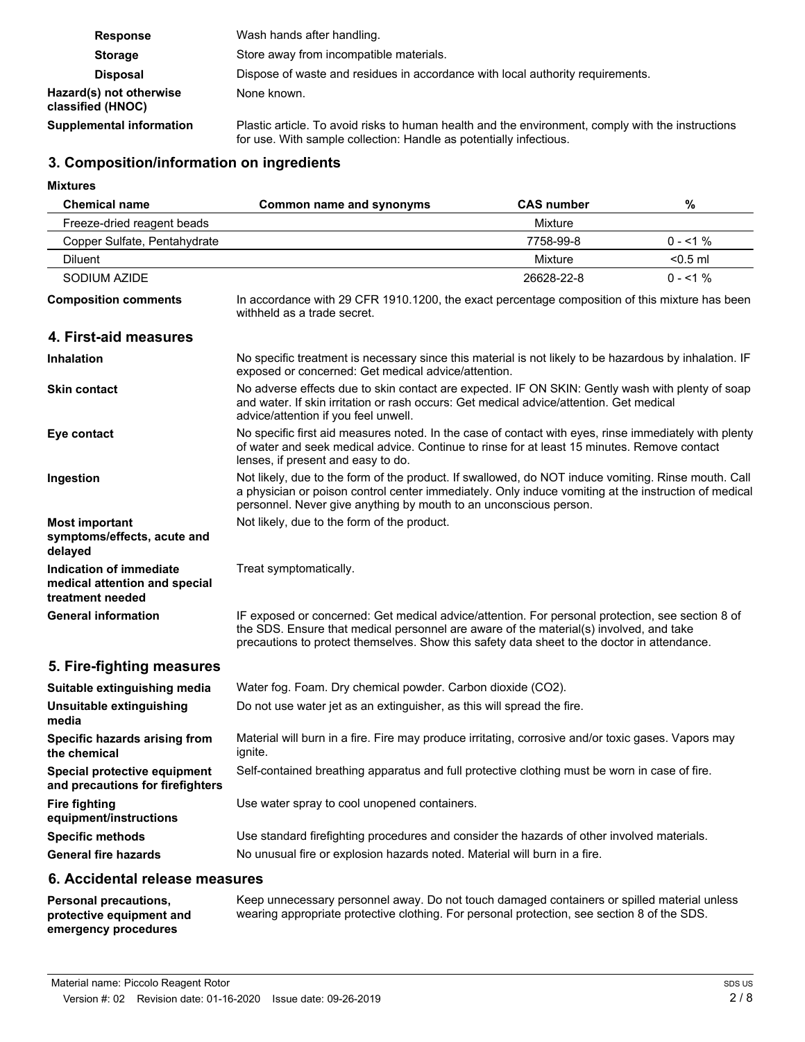| | |
|---|---|
| **Response** | Wash hands after handling. |
| **Storage** | Store away from incompatible materials. |
| **Disposal** | Dispose of waste and residues in accordance with local authority requirements. |
| **Hazard(s) not otherwise classified (HNOC)** | None known. |
| **Supplemental information** | Plastic article. To avoid risks to human health and the environment, comply with the instructions for use. With sample collection: Handle as potentially infectious. |

## 3. Composition/information on ingredients

**Mixtures**

| Chemical name | Common name and synonyms | CAS number | % |
|---|---|---|---|
| Freeze-dried reagent beads | | Mixture | |
| Copper Sulfate, Pentahydrate | | 7758-99-8 | 0 - <1 % |
| Diluent | | Mixture | <0.5 ml |
| SODIUM AZIDE | | 26628-22-8 | 0 - <1 % |

| | |
|---|---|
| **Composition comments** | In accordance with 29 CFR 1910.1200, the exact percentage composition of this mixture has been withheld as a trade secret. |

## 4. First-aid measures

| | |
|---|---|
| **Inhalation** | No specific treatment is necessary since this material is not likely to be hazardous by inhalation. IF exposed or concerned: Get medical advice/attention. |
| **Skin contact** | No adverse effects due to skin contact are expected. IF ON SKIN: Gently wash with plenty of soap and water. If skin irritation or rash occurs: Get medical advice/attention. Get medical advice/attention if you feel unwell. |
| **Eye contact** | No specific first aid measures noted. In the case of contact with eyes, rinse immediately with plenty of water and seek medical advice. Continue to rinse for at least 15 minutes. Remove contact lenses, if present and easy to do. |
| **Ingestion** | Not likely, due to the form of the product. If swallowed, do NOT induce vomiting. Rinse mouth. Call a physician or poison control center immediately. Only induce vomiting at the instruction of medical personnel. Never give anything by mouth to an unconscious person. |
| **Most important symptoms/effects, acute and delayed** | Not likely, due to the form of the product. |
| **Indication of immediate medical attention and special treatment needed** | Treat symptomatically. |
| **General information** | IF exposed or concerned: Get medical advice/attention. For personal protection, see section 8 of the SDS. Ensure that medical personnel are aware of the material(s) involved, and take precautions to protect themselves. Show this safety data sheet to the doctor in attendance. |

## 5. Fire-fighting measures

| | |
|---|---|
| **Suitable extinguishing media** | Water fog. Foam. Dry chemical powder. Carbon dioxide ($CO_2$). |
| **Unsuitable extinguishing media** | Do not use water jet as an extinguisher, as this will spread the fire. |
| **Specific hazards arising from the chemical** | Material will burn in a fire. Fire may produce irritating, corrosive and/or toxic gases. Vapors may ignite. |
| **Special protective equipment and precautions for firefighters** | Self-contained breathing apparatus and full protective clothing must be worn in case of fire. |
| **Fire fighting equipment/instructions** | Use water spray to cool unopened containers. |
| **Specific methods** | Use standard firefighting procedures and consider the hazards of other involved materials. |
| **General fire hazards** | No unusual fire or explosion hazards noted. Material will burn in a fire. |

## 6. Accidental release measures

| | |
|---|---|
| **Personal precautions, protective equipment and emergency procedures** | Keep unnecessary personnel away. Do not touch damaged containers or spilled material unless wearing appropriate protective clothing. For personal protection, see section 8 of the SDS. |

Material name: Piccolo Reagent Rotor

Version #: 02 Revision date: 01-16-2020 Issue date: 09-26-2019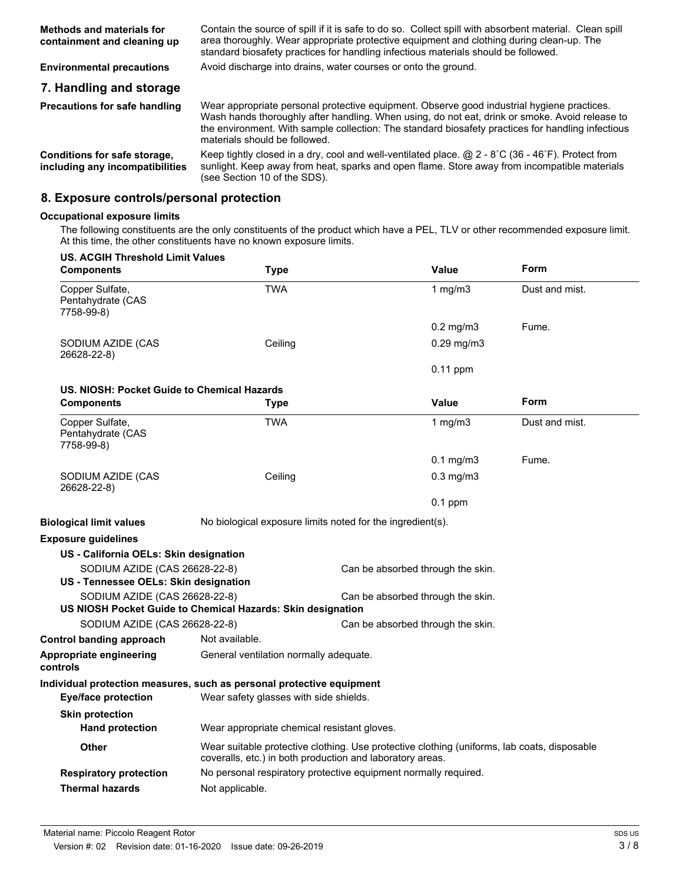**Methods and materials for containment and cleaning up**
Contain the source of spill if it is safe to do so. Collect spill with absorbent material. Clean spill area thoroughly. Wear appropriate protective equipment and clothing during clean-up. The standard biosafety practices for handling infectious materials should be followed.

**Environmental precautions**
Avoid discharge into drains, water courses or onto the ground.

## 7. Handling and storage

**Precautions for safe handling**
Wear appropriate personal protective equipment. Observe good industrial hygiene practices. Wash hands thoroughly after handling. When using, do not eat, drink or smoke. Avoid release to the environment. With sample collection: The standard biosafety practices for handling infectious materials should be followed.

**Conditions for safe storage, including any incompatibilities**
Keep tightly closed in a dry, cool and well-ventilated place. @ 2 - 8˚C (36 - 46˚F). Protect from sunlight. Keep away from heat, sparks and open flame. Store away from incompatible materials (see Section 10 of the SDS).

## 8. Exposure controls/personal protection

### Occupational exposure limits

The following constituents are the only constituents of the product which have a PEL, TLV or other recommended exposure limit. At this time, the other constituents have no known exposure limits.

**US. ACGIH Threshold Limit Values**

| Components | Type | Value | Form |
|---|---|---|---|
| Copper Sulfate, Pentahydrate (CAS 7758-99-8) | TWA | 1 mg/m3 | Dust and mist. |
| | | 0.2 mg/m3 | Fume. |
| SODIUM AZIDE (CAS 26628-22-8) | Ceiling | 0.29 mg/m3 | |
| | | 0.11 ppm | |

**US. NIOSH: Pocket Guide to Chemical Hazards**

| Components | Type | Value | Form |
|---|---|---|---|
| Copper Sulfate, Pentahydrate (CAS 7758-99-8) | TWA | 1 mg/m3 | Dust and mist. |
| | | 0.1 mg/m3 | Fume. |
| SODIUM AZIDE (CAS 26628-22-8) | Ceiling | 0.3 mg/m3 | |
| | | 0.1 ppm | |

**Biological limit values**
No biological exposure limits noted for the ingredient(s).

**Exposure guidelines**

**US - California OELs: Skin designation**
SODIUM AZIDE (CAS 26628-22-8) — Can be absorbed through the skin.

**US - Tennessee OELs: Skin designation**
SODIUM AZIDE (CAS 26628-22-8) — Can be absorbed through the skin.

**US NIOSH Pocket Guide to Chemical Hazards: Skin designation**
SODIUM AZIDE (CAS 26628-22-8) — Can be absorbed through the skin.

**Control banding approach**
Not available.

**Appropriate engineering controls**
General ventilation normally adequate.

**Individual protection measures, such as personal protective equipment**

**Eye/face protection**
Wear safety glasses with side shields.

**Skin protection**

**Hand protection**
Wear appropriate chemical resistant gloves.

**Other**
Wear suitable protective clothing. Use protective clothing (uniforms, lab coats, disposable coveralls, etc.) in both production and laboratory areas.

**Respiratory protection**
No personal respiratory protective equipment normally required.

**Thermal hazards**
Not applicable.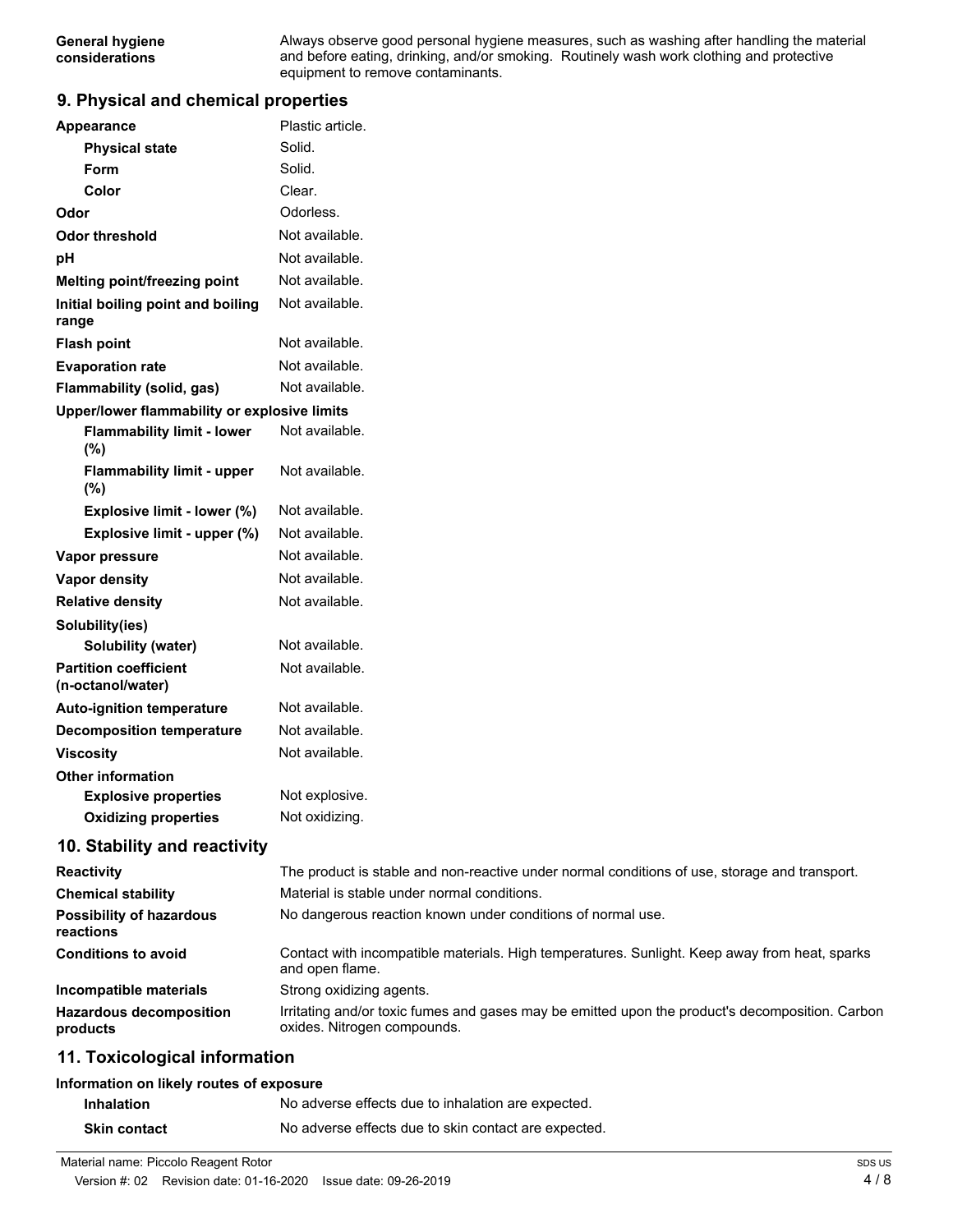| | |
|---|---|
| **General hygiene considerations** | Always observe good personal hygiene measures, such as washing after handling the material and before eating, drinking, and/or smoking. Routinely wash work clothing and protective equipment to remove contaminants. |

## 9. Physical and chemical properties

| | |
|---|---|
| **Appearance** | Plastic article. |
| **Physical state** | Solid. |
| **Form** | Solid. |
| **Color** | Clear. |
| **Odor** | Odorless. |
| **Odor threshold** | Not available. |
| **pH** | Not available. |
| **Melting point/freezing point** | Not available. |
| **Initial boiling point and boiling range** | Not available. |
| **Flash point** | Not available. |
| **Evaporation rate** | Not available. |
| **Flammability (solid, gas)** | Not available. |
| **Upper/lower flammability or explosive limits** | |
| **Flammability limit - lower (%)** | Not available. |
| **Flammability limit - upper (%)** | Not available. |
| **Explosive limit - lower (%)** | Not available. |
| **Explosive limit - upper (%)** | Not available. |
| **Vapor pressure** | Not available. |
| **Vapor density** | Not available. |
| **Relative density** | Not available. |
| **Solubility(ies)** | |
| **Solubility (water)** | Not available. |
| **Partition coefficient (n-octanol/water)** | Not available. |
| **Auto-ignition temperature** | Not available. |
| **Decomposition temperature** | Not available. |
| **Viscosity** | Not available. |
| **Other information** | |
| **Explosive properties** | Not explosive. |
| **Oxidizing properties** | Not oxidizing. |

## 10. Stability and reactivity

| | |
|---|---|
| **Reactivity** | The product is stable and non-reactive under normal conditions of use, storage and transport. |
| **Chemical stability** | Material is stable under normal conditions. |
| **Possibility of hazardous reactions** | No dangerous reaction known under conditions of normal use. |
| **Conditions to avoid** | Contact with incompatible materials. High temperatures. Sunlight. Keep away from heat, sparks and open flame. |
| **Incompatible materials** | Strong oxidizing agents. |
| **Hazardous decomposition products** | Irritating and/or toxic fumes and gases may be emitted upon the product's decomposition. Carbon oxides. Nitrogen compounds. |

## 11. Toxicological information

**Information on likely routes of exposure**

| | |
|---|---|
| **Inhalation** | No adverse effects due to inhalation are expected. |
| **Skin contact** | No adverse effects due to skin contact are expected. |

Material name: Piccolo Reagent Rotor

Version #: 02 Revision date: 01-16-2020 Issue date: 09-26-2019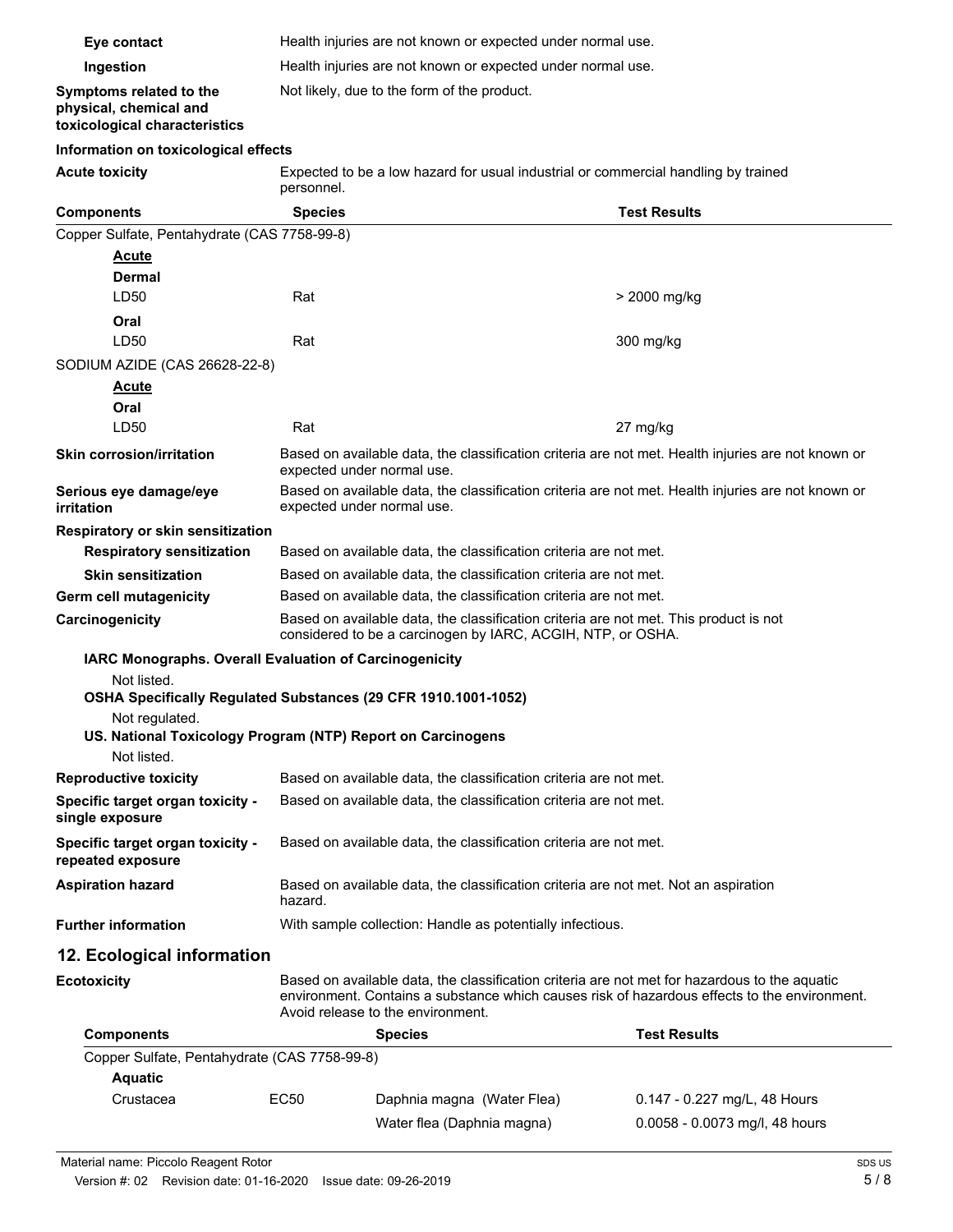| | |
|---|---|
| **Eye contact** | Health injuries are not known or expected under normal use. |
| **Ingestion** | Health injuries are not known or expected under normal use. |
| **Symptoms related to the physical, chemical and toxicological characteristics** | Not likely, due to the form of the product. |

**Information on toxicological effects**

**Acute toxicity** Expected to be a low hazard for usual industrial or commercial handling by trained personnel.

| Components | Species | Test Results |
|---|---|---|
| Copper Sulfate, Pentahydrate (CAS 7758-99-8) | | |
| ***Acute*** | | |
| **Dermal** | | |
| LD50 | Rat | > 2000 mg/kg |
| **Oral** | | |
| LD50 | Rat | 300 mg/kg |
| SODIUM AZIDE (CAS 26628-22-8) | | |
| ***Acute*** | | |
| **Oral** | | |
| LD50 | Rat | 27 mg/kg |

| | |
|---|---|
| **Skin corrosion/irritation** | Based on available data, the classification criteria are not met. Health injuries are not known or expected under normal use. |
| **Serious eye damage/eye irritation** | Based on available data, the classification criteria are not met. Health injuries are not known or expected under normal use. |
| **Respiratory or skin sensitization** | |
| **Respiratory sensitization** | Based on available data, the classification criteria are not met. |
| **Skin sensitization** | Based on available data, the classification criteria are not met. |
| **Germ cell mutagenicity** | Based on available data, the classification criteria are not met. |
| **Carcinogenicity** | Based on available data, the classification criteria are not met. This product is not considered to be a carcinogen by IARC, ACGIH, NTP, or OSHA. |

**IARC Monographs. Overall Evaluation of Carcinogenicity**

Not listed.

**OSHA Specifically Regulated Substances (29 CFR 1910.1001-1052)**

Not regulated.

**US. National Toxicology Program (NTP) Report on Carcinogens**

Not listed.

| | |
|---|---|
| **Reproductive toxicity** | Based on available data, the classification criteria are not met. |
| **Specific target organ toxicity - single exposure** | Based on available data, the classification criteria are not met. |
| **Specific target organ toxicity - repeated exposure** | Based on available data, the classification criteria are not met. |
| **Aspiration hazard** | Based on available data, the classification criteria are not met. Not an aspiration hazard. |
| **Further information** | With sample collection: Handle as potentially infectious. |

## 12. Ecological information

**Ecotoxicity** Based on available data, the classification criteria are not met for hazardous to the aquatic environment. Contains a substance which causes risk of hazardous effects to the environment. Avoid release to the environment.

| Components | | Species | Test Results |
|---|---|---|---|
| Copper Sulfate, Pentahydrate (CAS 7758-99-8) | | | |
| **Aquatic** | | | |
| Crustacea | EC50 | Daphnia magna (Water Flea) | 0.147 - 0.227 mg/L, 48 Hours |
| | | Water flea (Daphnia magna) | 0.0058 - 0.0073 mg/l, 48 hours |

Material name: Piccolo Reagent Rotor

Version #: 02 Revision date: 01-16-2020 Issue date: 09-26-2019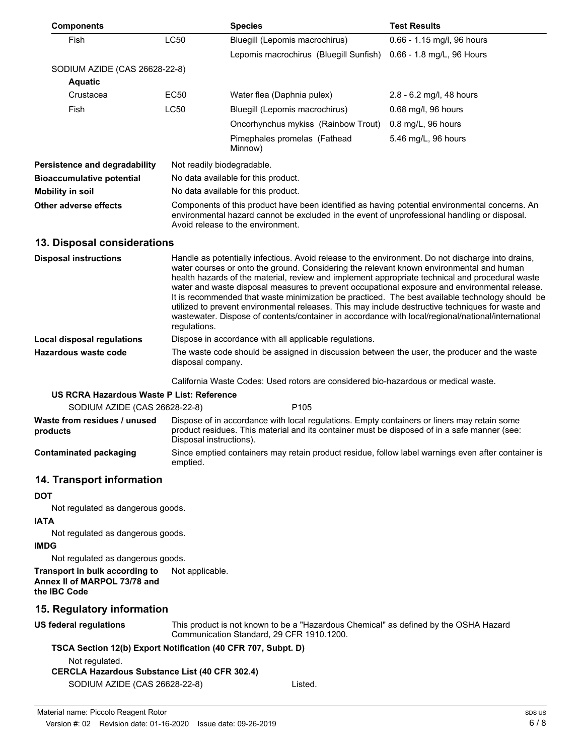| Components | | Species | Test Results |
|---|---|---|---|
| Fish | LC50 | Bluegill (Lepomis macrochirus) | 0.66 - 1.15 mg/l, 96 hours |
| | | Lepomis macrochirus (Bluegill Sunfish) | 0.66 - 1.8 mg/L, 96 Hours |
| SODIUM AZIDE (CAS 26628-22-8) | | | |
| **Aquatic** | | | |
| Crustacea | EC50 | Water flea (Daphnia pulex) | 2.8 - 6.2 mg/l, 48 hours |
| Fish | LC50 | Bluegill (Lepomis macrochirus) | 0.68 mg/l, 96 hours |
| | | Oncorhynchus mykiss (Rainbow Trout) | 0.8 mg/L, 96 hours |
| | | Pimephales promelas (Fathead Minnow) | 5.46 mg/L, 96 hours |

**Persistence and degradability** Not readily biodegradable.

**Bioaccumulative potential** No data available for this product.

**Mobility in soil** No data available for this product.

**Other adverse effects** Components of this product have been identified as having potential environmental concerns. An environmental hazard cannot be excluded in the event of unprofessional handling or disposal. Avoid release to the environment.

## 13. Disposal considerations

**Disposal instructions** Handle as potentially infectious. Avoid release to the environment. Do not discharge into drains, water courses or onto the ground. Considering the relevant known environmental and human health hazards of the material, review and implement appropriate technical and procedural waste water and waste disposal measures to prevent occupational exposure and environmental release. It is recommended that waste minimization be practiced. The best available technology should be utilized to prevent environmental releases. This may include destructive techniques for waste and wastewater. Dispose of contents/container in accordance with local/regional/national/international regulations.

**Local disposal regulations** Dispose in accordance with all applicable regulations.

**Hazardous waste code** The waste code should be assigned in discussion between the user, the producer and the waste disposal company.

California Waste Codes: Used rotors are considered bio-hazardous or medical waste.

**US RCRA Hazardous Waste P List: Reference**

| | |
|---|---|
| SODIUM AZIDE (CAS 26628-22-8) | P105 |

**Waste from residues / unused products** Dispose of in accordance with local regulations. Empty containers or liners may retain some product residues. This material and its container must be disposed of in a safe manner (see: Disposal instructions).

**Contaminated packaging** Since emptied containers may retain product residue, follow label warnings even after container is emptied.

## 14. Transport information

**DOT**

Not regulated as dangerous goods.

**IATA**

Not regulated as dangerous goods.

**IMDG**

Not regulated as dangerous goods.

**Transport in bulk according to Annex II of MARPOL 73/78 and the IBC Code** Not applicable.

## 15. Regulatory information

**US federal regulations** This product is not known to be a "Hazardous Chemical" as defined by the OSHA Hazard Communication Standard, 29 CFR 1910.1200.

**TSCA Section 12(b) Export Notification (40 CFR 707, Subpt. D)**

Not regulated.

**CERCLA Hazardous Substance List (40 CFR 302.4)**

| | |
|---|---|
| SODIUM AZIDE (CAS 26628-22-8) | Listed. |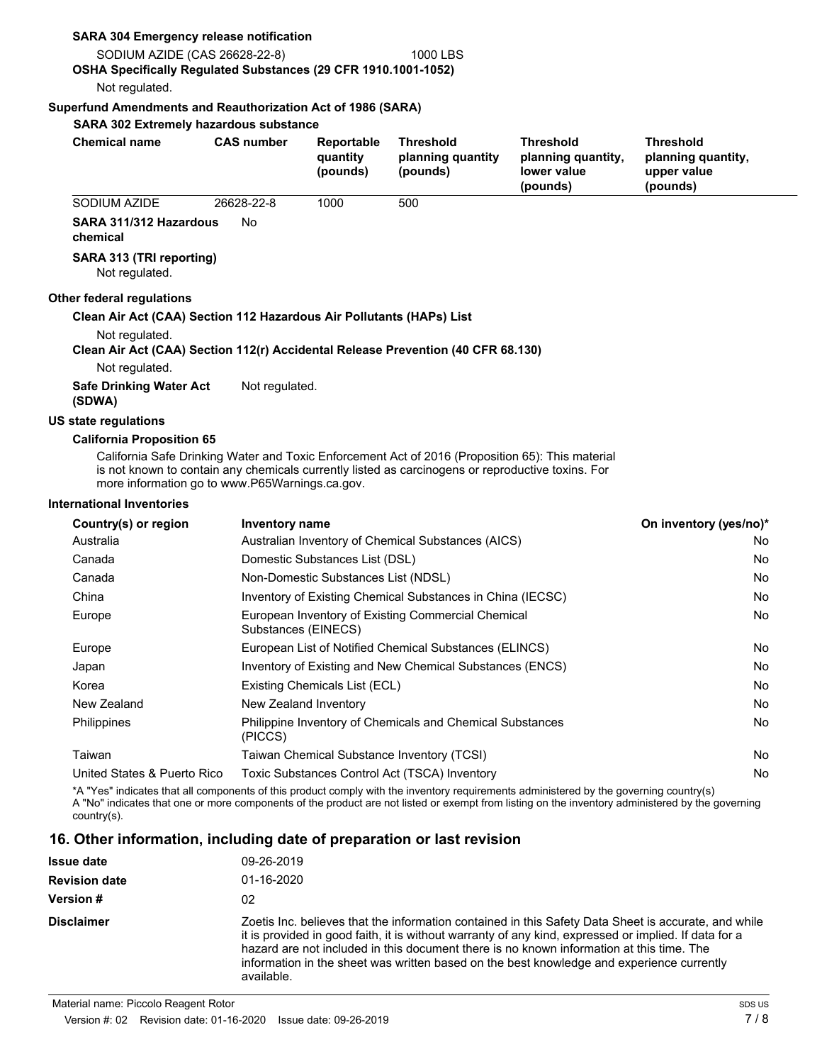**SARA 304 Emergency release notification**

SODIUM AZIDE (CAS 26628-22-8) 1000 LBS

**OSHA Specifically Regulated Substances (29 CFR 1910.1001-1052)**

Not regulated.

**Superfund Amendments and Reauthorization Act of 1986 (SARA)**

**SARA 302 Extremely hazardous substance**

| Chemical name | CAS number | Reportable quantity (pounds) | Threshold planning quantity (pounds) | Threshold planning quantity, lower value (pounds) | Threshold planning quantity, upper value (pounds) |
|---|---|---|---|---|---|
| SODIUM AZIDE | 26628-22-8 | 1000 | 500 | | |

**SARA 311/312 Hazardous chemical** No

**SARA 313 (TRI reporting)**

Not regulated.

**Other federal regulations**

**Clean Air Act (CAA) Section 112 Hazardous Air Pollutants (HAPs) List**

Not regulated.

**Clean Air Act (CAA) Section 112(r) Accidental Release Prevention (40 CFR 68.130)**

Not regulated.

**Safe Drinking Water Act (SDWA)** Not regulated.

**US state regulations**

**California Proposition 65**

California Safe Drinking Water and Toxic Enforcement Act of 2016 (Proposition 65): This material is not known to contain any chemicals currently listed as carcinogens or reproductive toxins. For more information go to www.P65Warnings.ca.gov.

**International Inventories**

| Country(s) or region | Inventory name | On inventory (yes/no)* |
|---|---|---|
| Australia | Australian Inventory of Chemical Substances (AICS) | No |
| Canada | Domestic Substances List (DSL) | No |
| Canada | Non-Domestic Substances List (NDSL) | No |
| China | Inventory of Existing Chemical Substances in China (IECSC) | No |
| Europe | European Inventory of Existing Commercial Chemical Substances (EINECS) | No |
| Europe | European List of Notified Chemical Substances (ELINCS) | No |
| Japan | Inventory of Existing and New Chemical Substances (ENCS) | No |
| Korea | Existing Chemicals List (ECL) | No |
| New Zealand | New Zealand Inventory | No |
| Philippines | Philippine Inventory of Chemicals and Chemical Substances (PICCS) | No |
| Taiwan | Taiwan Chemical Substance Inventory (TCSI) | No |
| United States & Puerto Rico | Toxic Substances Control Act (TSCA) Inventory | No |

*A "Yes" indicates that all components of this product comply with the inventory requirements administered by the governing country(s)
A "No" indicates that one or more components of the product are not listed or exempt from listing on the inventory administered by the governing country(s).

## 16. Other information, including date of preparation or last revision

**Issue date** 09-26-2019

**Revision date** 01-16-2020

**Version #** 02

**Disclaimer** Zoetis Inc. believes that the information contained in this Safety Data Sheet is accurate, and while it is provided in good faith, it is without warranty of any kind, expressed or implied. If data for a hazard are not included in this document there is no known information at this time. The information in the sheet was written based on the best knowledge and experience currently available.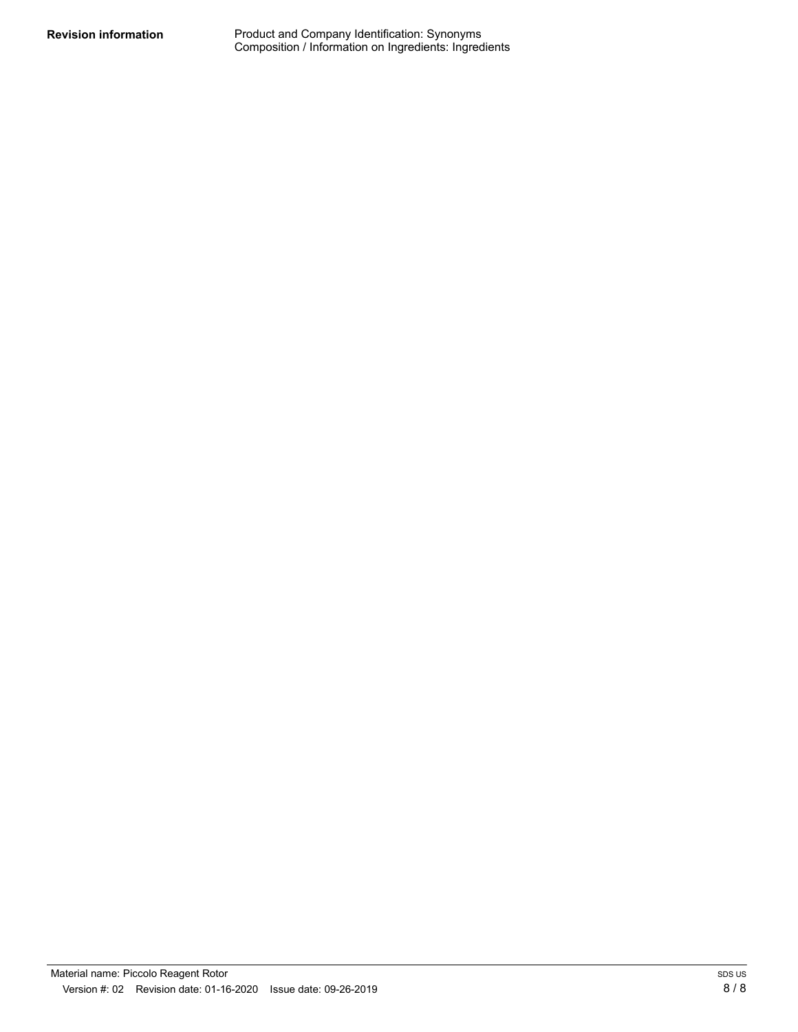| | |
|---|---|
| **Revision information** | Product and Company Identification: Synonyms<br>Composition / Information on Ingredients: Ingredients |